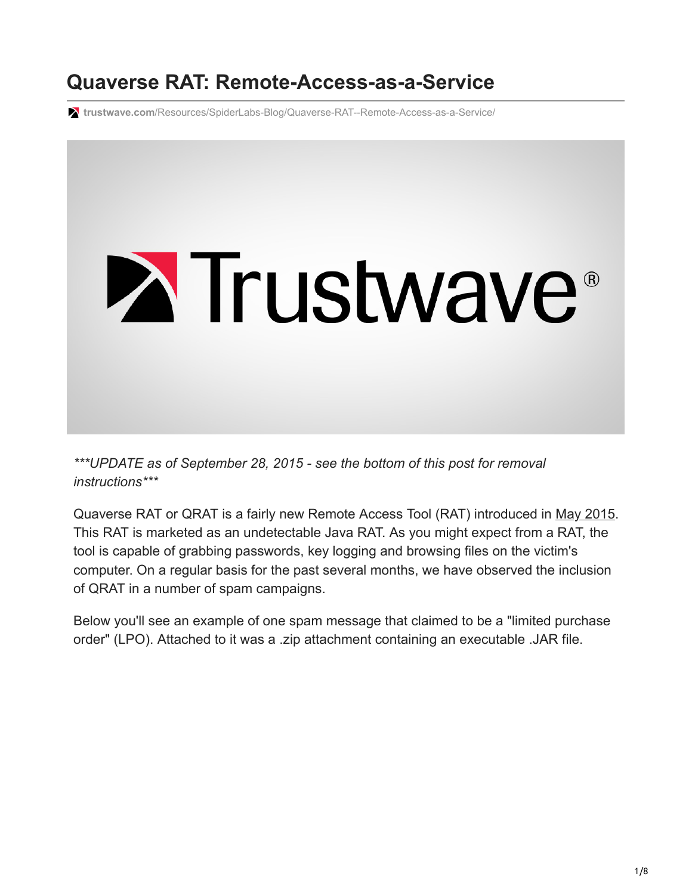# Quaverse RAT: Remote-Access-as-a-Service

trustwave.com/Resources/SpiderLabs-Blog/Quaverse-RAT--Remote-Access-as-a-Service/

****UPDATE as of September 28, 2015 - see the bottom of this post for removal instructions****

Quaverse RAT or QRAT is a fairly new Remote Access Tool (RAT) introduced in May 2015. This RAT is marketed as an undetectable Java RAT. As you might expect from a RAT, the tool is capable of grabbing passwords, key logging and browsing files on the victim's computer. On a regular basis for the past several months, we have observed the inclusion of QRAT in a number of spam campaigns.

Below you'll see an example of one spam message that claimed to be a "limited purchase order" (LPO). Attached to it was a .zip attachment containing an executable .JAR file.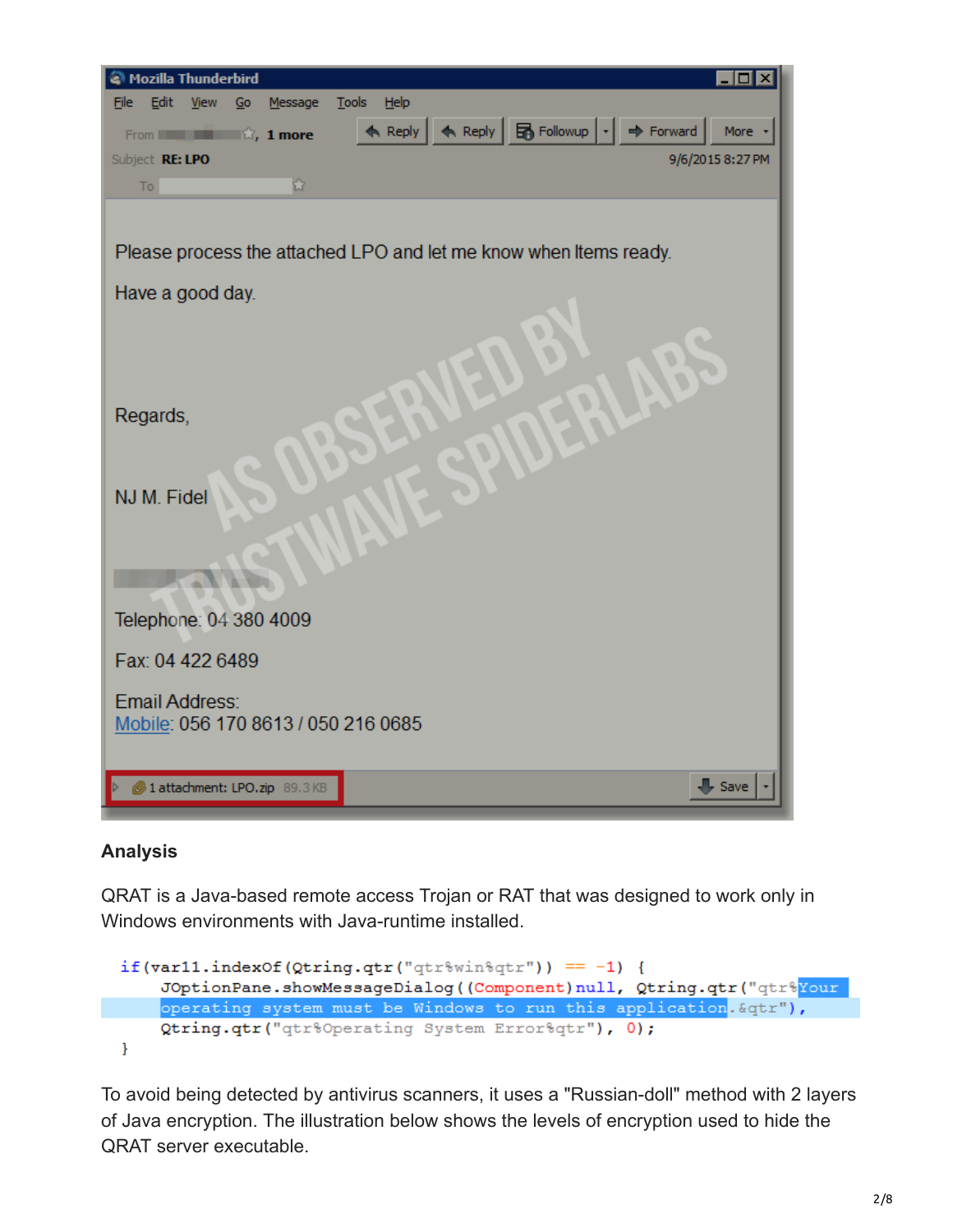Mozilla Thunderbird

From 1 more | Subject **RE: LPO** | 9/6/2015 8:27 PM

To

Please process the attached LPO and let me know when Items ready.

Have a good day.

Regards,

NJ M. Fidel

Telephone: 04 380 4009

Fax: 04 422 6489

Email Address:
Mobile: 056 170 8613 / 050 216 0685

1 attachment: LPO.zip 89.3 KB

AS OBSERVED BY TRUSTWAVE SPIDERLABS

## Analysis

QRAT is a Java-based remote access Trojan or RAT that was designed to work only in Windows environments with Java-runtime installed.

```
if(var11.indexOf(Qtring.qtr("qtr%win%qtr")) == -1) {
    JOptionPane.showMessageDialog((Component)null, Qtring.qtr("qtr%Your
    operating system must be Windows to run this application.&qtr"),
    Qtring.qtr("qtr%Operating System Error%qtr"), 0);
}
```

To avoid being detected by antivirus scanners, it uses a "Russian-doll" method with 2 layers of Java encryption. The illustration below shows the levels of encryption used to hide the QRAT server executable.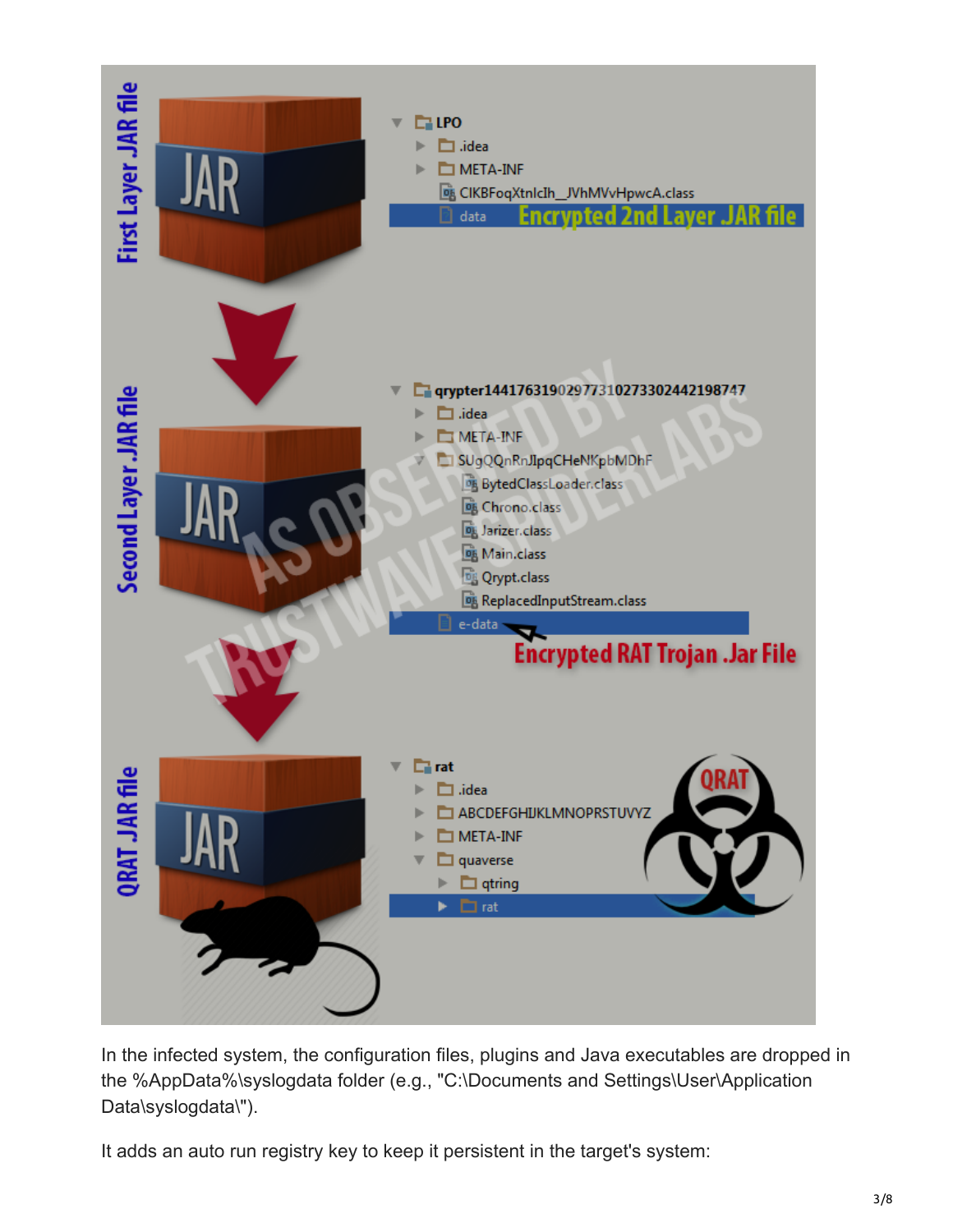In the infected system, the configuration files, plugins and Java executables are dropped in the %AppData%\syslogdata folder (e.g., "C:\Documents and Settings\User\Application Data\syslogdata\").

It adds an auto run registry key to keep it persistent in the target's system: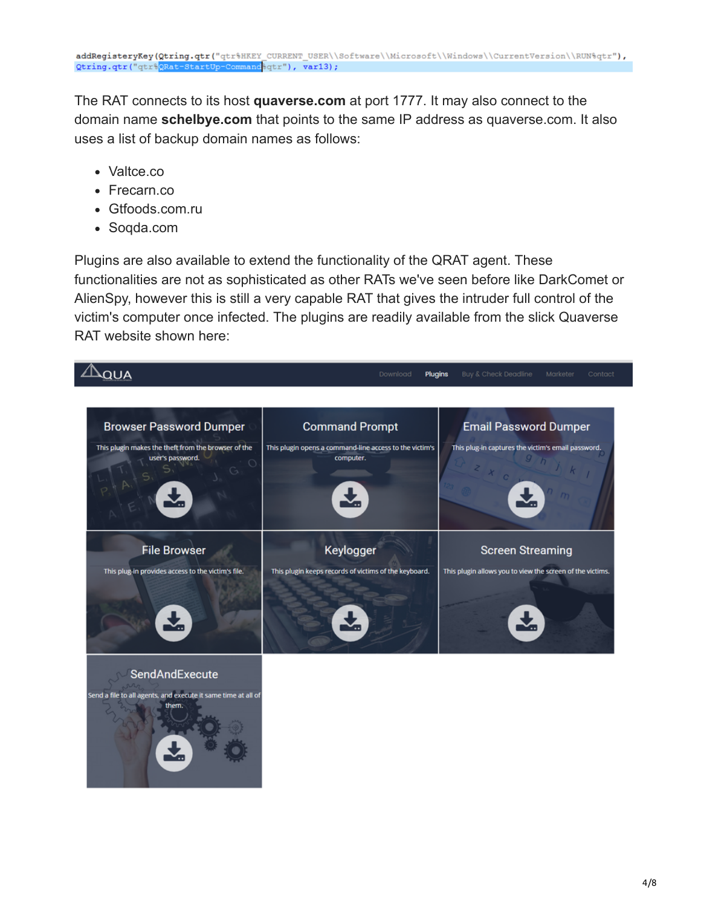```
addRegisteryKey(Qtring.qtr("qtr%HKEY_CURRENT_USER\\Software\\Microsoft\\Windows\\CurrentVersion\\RUN%qtr"),
Qtring.qtr("qtr%QRat-StartUp-Command%qtr"), var13);
```

The RAT connects to its host **quaverse.com** at port 1777. It may also connect to the domain name **schelbye.com** that points to the same IP address as quaverse.com. It also uses a list of backup domain names as follows:

- Valtce.co
- Frecarn.co
- Gtfoods.com.ru
- Soqda.com

Plugins are also available to extend the functionality of the QRAT agent. These functionalities are not as sophisticated as other RATs we've seen before like DarkComet or AlienSpy, however this is still a very capable RAT that gives the intruder full control of the victim's computer once infected. The plugins are readily available from the slick Quaverse RAT website shown here:

QUA — Download | Plugins | Buy & Check Deadline | Marketer | Contact

**Browser Password Dumper**
This plugin makes the theft from the browser of the user's password.

**Command Prompt**
This plugin opens a command-line access to the victim's computer.

**Email Password Dumper**
This plug-in captures the victim's email password.

**File Browser**
This plug-in provides access to the victim's file.

**Keylogger**
This plugin keeps records of victims of the keyboard.

**Screen Streaming**
This plugin allows you to view the screen of the victims.

**SendAndExecute**
Send a file to all agents, and execute it same time at all of them.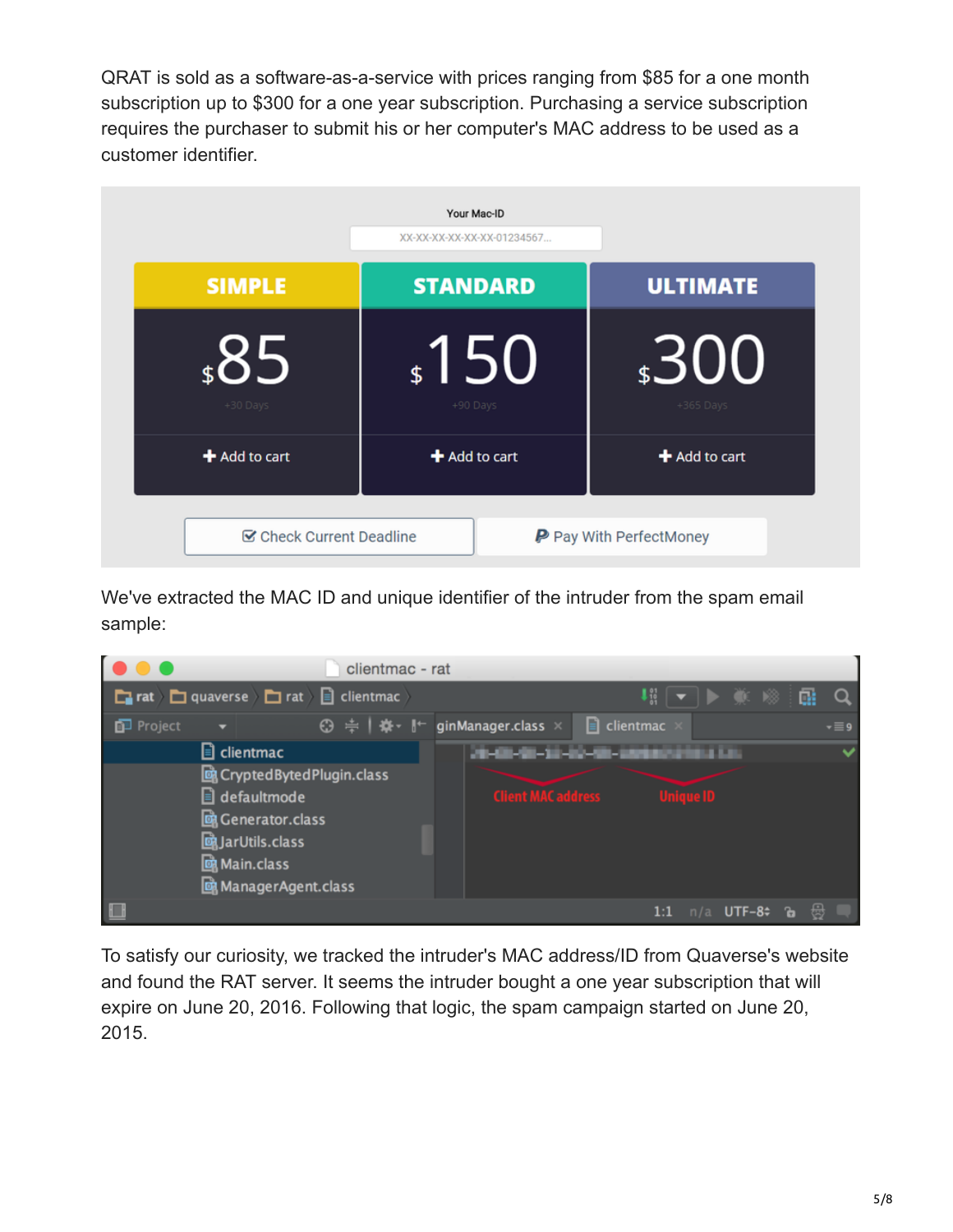QRAT is sold as a software-as-a-service with prices ranging from $85 for a one month subscription up to $300 for a one year subscription. Purchasing a service subscription requires the purchaser to submit his or her computer's MAC address to be used as a customer identifier.

We've extracted the MAC ID and unique identifier of the intruder from the spam email sample:

To satisfy our curiosity, we tracked the intruder's MAC address/ID from Quaverse's website and found the RAT server. It seems the intruder bought a one year subscription that will expire on June 20, 2016. Following that logic, the spam campaign started on June 20, 2015.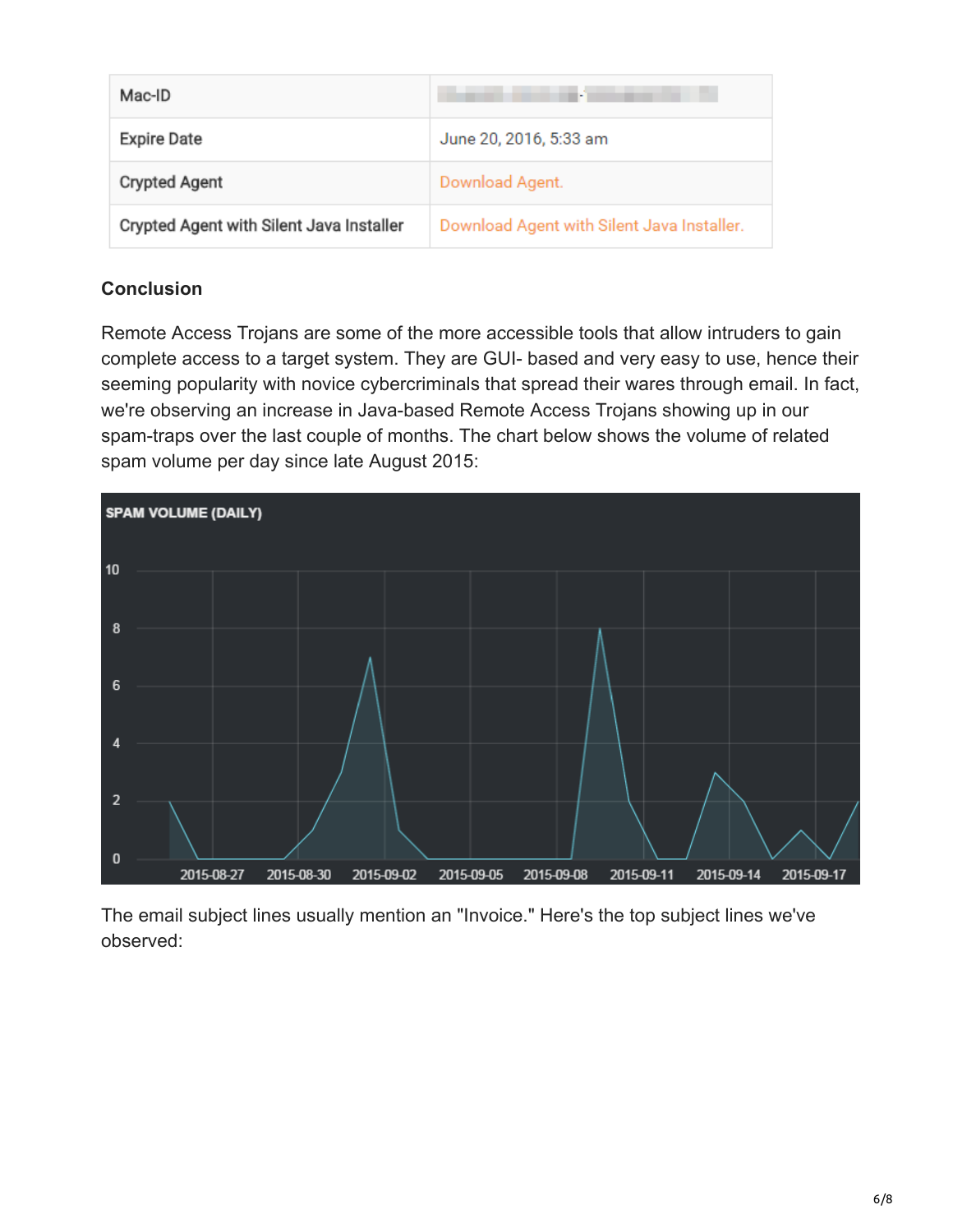| Mac-ID | |
| --- | --- |
| Expire Date | June 20, 2016, 5:33 am |
| Crypted Agent | Download Agent. |
| Crypted Agent with Silent Java Installer | Download Agent with Silent Java Installer. |

**Conclusion**

Remote Access Trojans are some of the more accessible tools that allow intruders to gain complete access to a target system. They are GUI- based and very easy to use, hence their seeming popularity with novice cybercriminals that spread their wares through email. In fact, we're observing an increase in Java-based Remote Access Trojans showing up in our spam-traps over the last couple of months. The chart below shows the volume of related spam volume per day since late August 2015:

The email subject lines usually mention an "Invoice." Here's the top subject lines we've observed: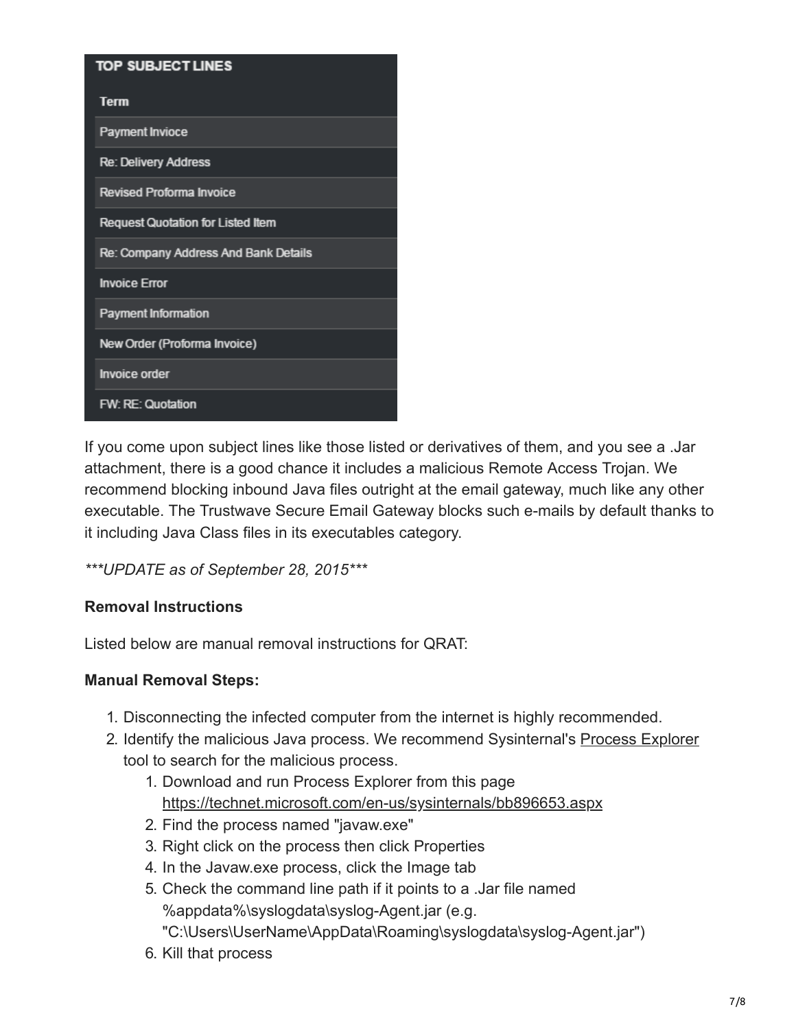| TOP SUBJECT LINES |
|---|
| **Term** |
| Payment Invioce |
| Re: Delivery Address |
| Revised Proforma Invoice |
| Request Quotation for Listed Item |
| Re: Company Address And Bank Details |
| Invoice Error |
| Payment Information |
| New Order (Proforma Invoice) |
| Invoice order |
| FW: RE: Quotation |

If you come upon subject lines like those listed or derivatives of them, and you see a .Jar attachment, there is a good chance it includes a malicious Remote Access Trojan. We recommend blocking inbound Java files outright at the email gateway, much like any other executable. The Trustwave Secure Email Gateway blocks such e-mails by default thanks to it including Java Class files in its executables category.

****UPDATE as of September 28, 2015****

**Removal Instructions**

Listed below are manual removal instructions for QRAT:

**Manual Removal Steps:**

1. Disconnecting the infected computer from the internet is highly recommended.
2. Identify the malicious Java process. We recommend Sysinternal's Process Explorer tool to search for the malicious process.
    1. Download and run Process Explorer from this page https://technet.microsoft.com/en-us/sysinternals/bb896653.aspx
    2. Find the process named "javaw.exe"
    3. Right click on the process then click Properties
    4. In the Javaw.exe process, click the Image tab
    5. Check the command line path if it points to a .Jar file named %appdata%\syslogdata\syslog-Agent.jar (e.g. "C:\Users\UserName\AppData\Roaming\syslogdata\syslog-Agent.jar")
    6. Kill that process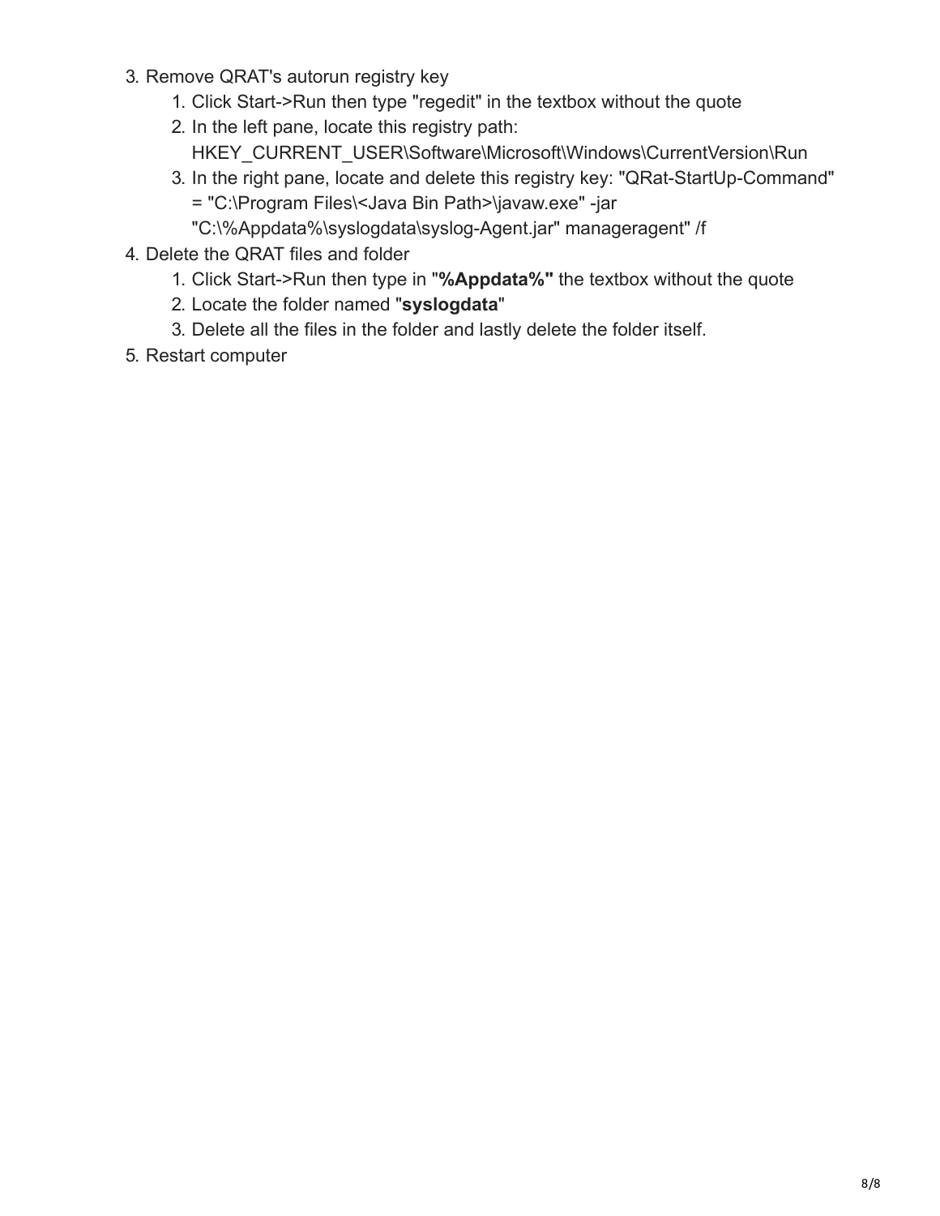3. Remove QRAT's autorun registry key
    1. Click Start->Run then type "regedit" in the textbox without the quote
    2. In the left pane, locate this registry path: HKEY_CURRENT_USER\Software\Microsoft\Windows\CurrentVersion\Run
    3. In the right pane, locate and delete this registry key: "QRat-StartUp-Command" = "C:\Program Files\<Java Bin Path>\javaw.exe" -jar "C:\%Appdata%\syslogdata\syslog-Agent.jar" manageragent" /f
4. Delete the QRAT files and folder
    1. Click Start->Run then type in "**%Appdata%"** the textbox without the quote
    2. Locate the folder named "**syslogdata**"
    3. Delete all the files in the folder and lastly delete the folder itself.
5. Restart computer